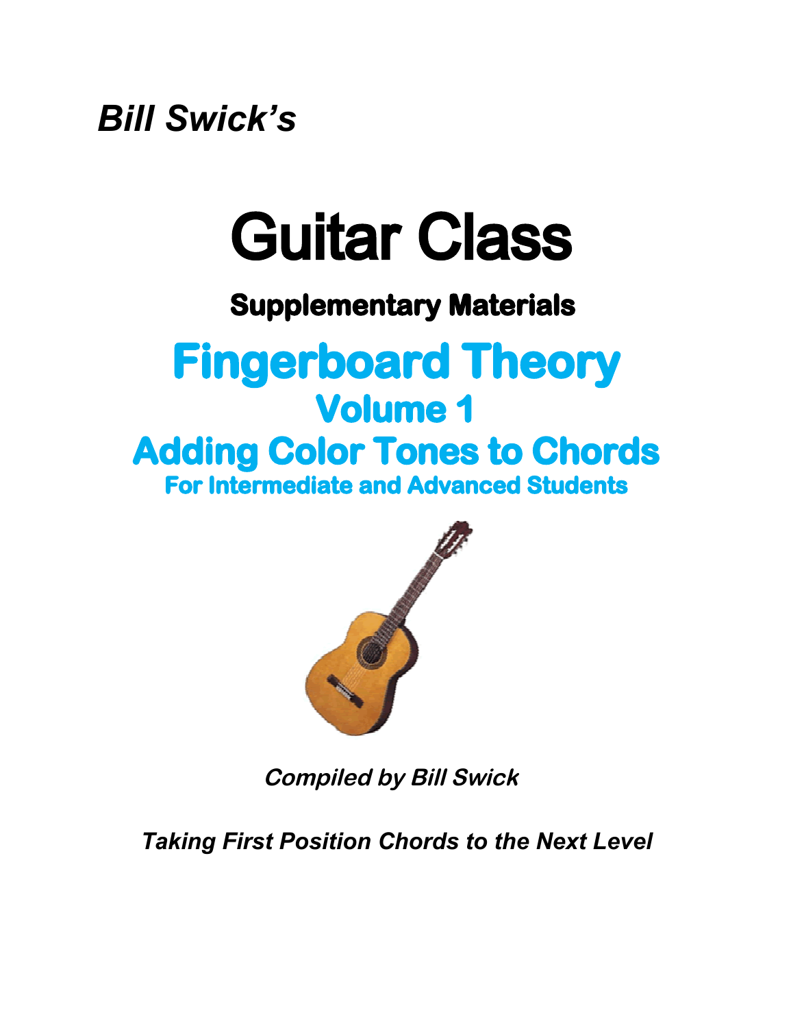*Bill Swick's*

# Guitar Class

## Supplementary Materials

# Fingerboard Theory

## Volume 1

## Adding Color Tones to Chords

### For Intermediate and Advanced Students

*Compiled by Bill Swick*

*Taking First Position Chords to the Next Level*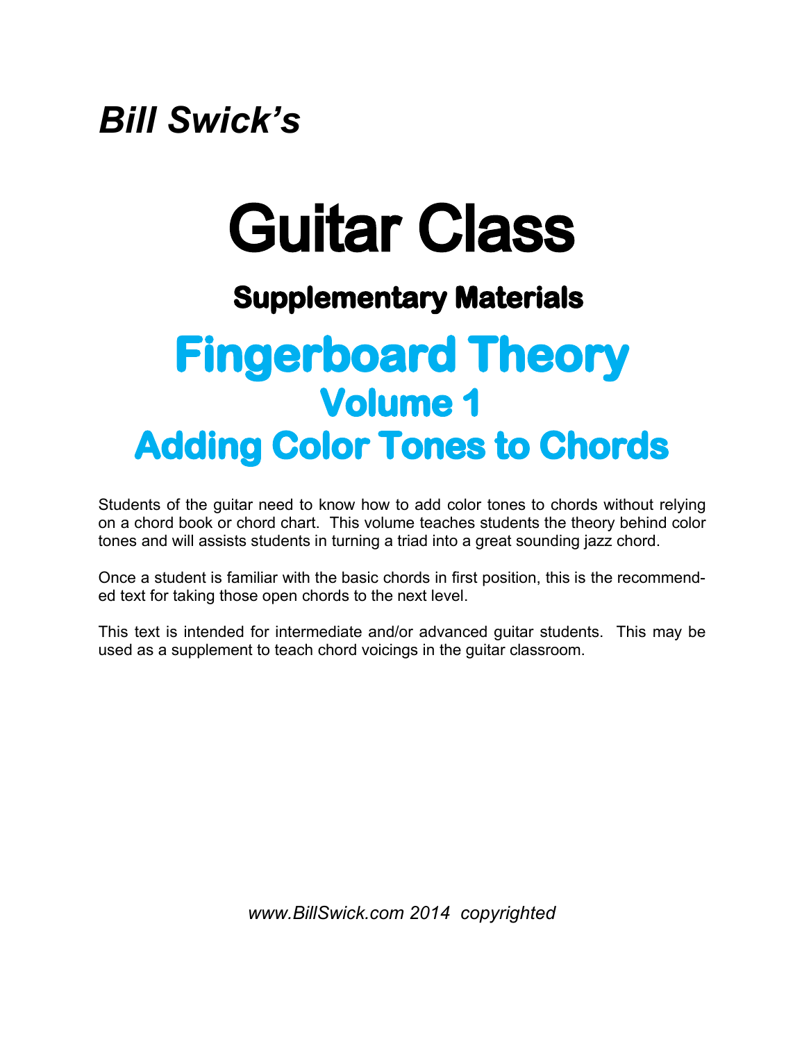*Bill Swick's*

# Guitar Class

### Supplementary Materials

# Fingerboard Theory

## Volume 1

## Adding Color Tones to Chords

Students of the guitar need to know how to add color tones to chords without relying on a chord book or chord chart. This volume teaches students the theory behind color tones and will assists students in turning a triad into a great sounding jazz chord.

Once a student is familiar with the basic chords in first position, this is the recommended text for taking those open chords to the next level.

This text is intended for intermediate and/or advanced guitar students. This may be used as a supplement to teach chord voicings in the guitar classroom.

*www.BillSwick.com 2014 copyrighted*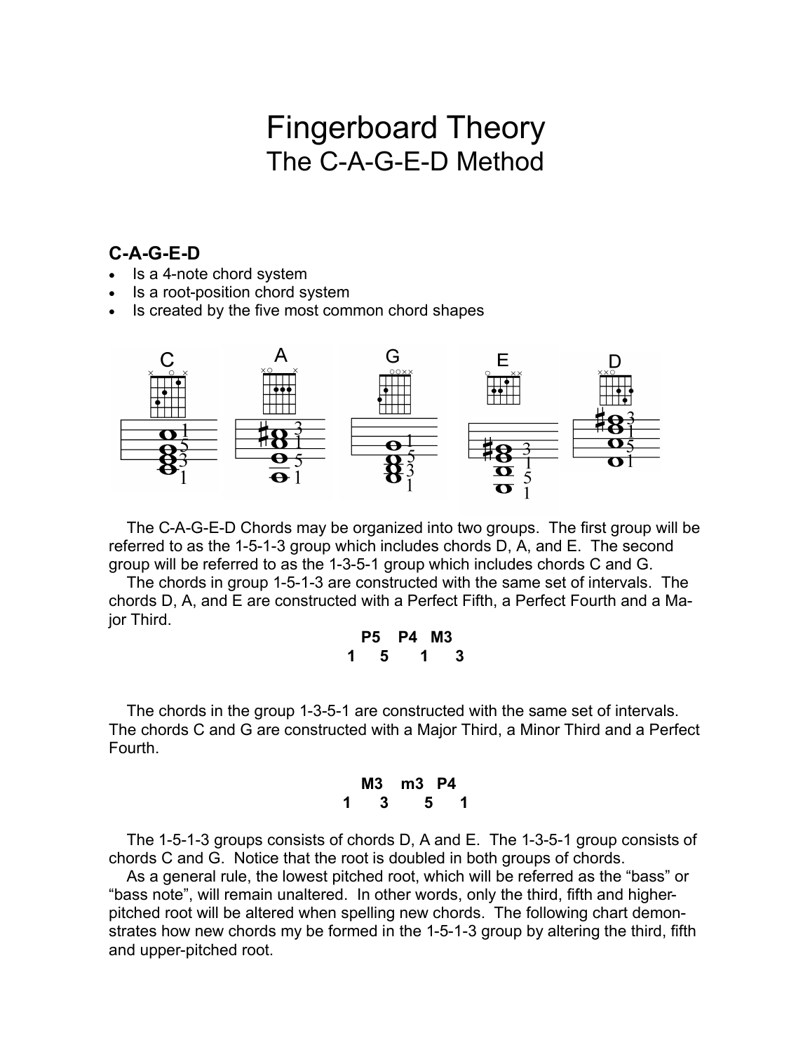# Fingerboard Theory
## The C-A-G-E-D Method

### C-A-G-E-D

- Is a 4-note chord system
- Is a root-position chord system
- Is created by the five most common chord shapes

The C-A-G-E-D Chords may be organized into two groups. The first group will be referred to as the 1-5-1-3 group which includes chords D, A, and E. The second group will be referred to as the 1-3-5-1 group which includes chords C and G.

The chords in group 1-5-1-3 are constructed with the same set of intervals. The chords D, A, and E are constructed with a Perfect Fifth, a Perfect Fourth and a Major Third.

**P5 P4 M3**
**1 5 1 3**

The chords in the group 1-3-5-1 are constructed with the same set of intervals. The chords C and G are constructed with a Major Third, a Minor Third and a Perfect Fourth.

**M3 m3 P4**
**1 3 5 1**

The 1-5-1-3 groups consists of chords D, A and E. The 1-3-5-1 group consists of chords C and G. Notice that the root is doubled in both groups of chords.

As a general rule, the lowest pitched root, which will be referred as the "bass" or "bass note", will remain unaltered. In other words, only the third, fifth and higher-pitched root will be altered when spelling new chords. The following chart demonstrates how new chords my be formed in the 1-5-1-3 group by altering the third, fifth and upper-pitched root.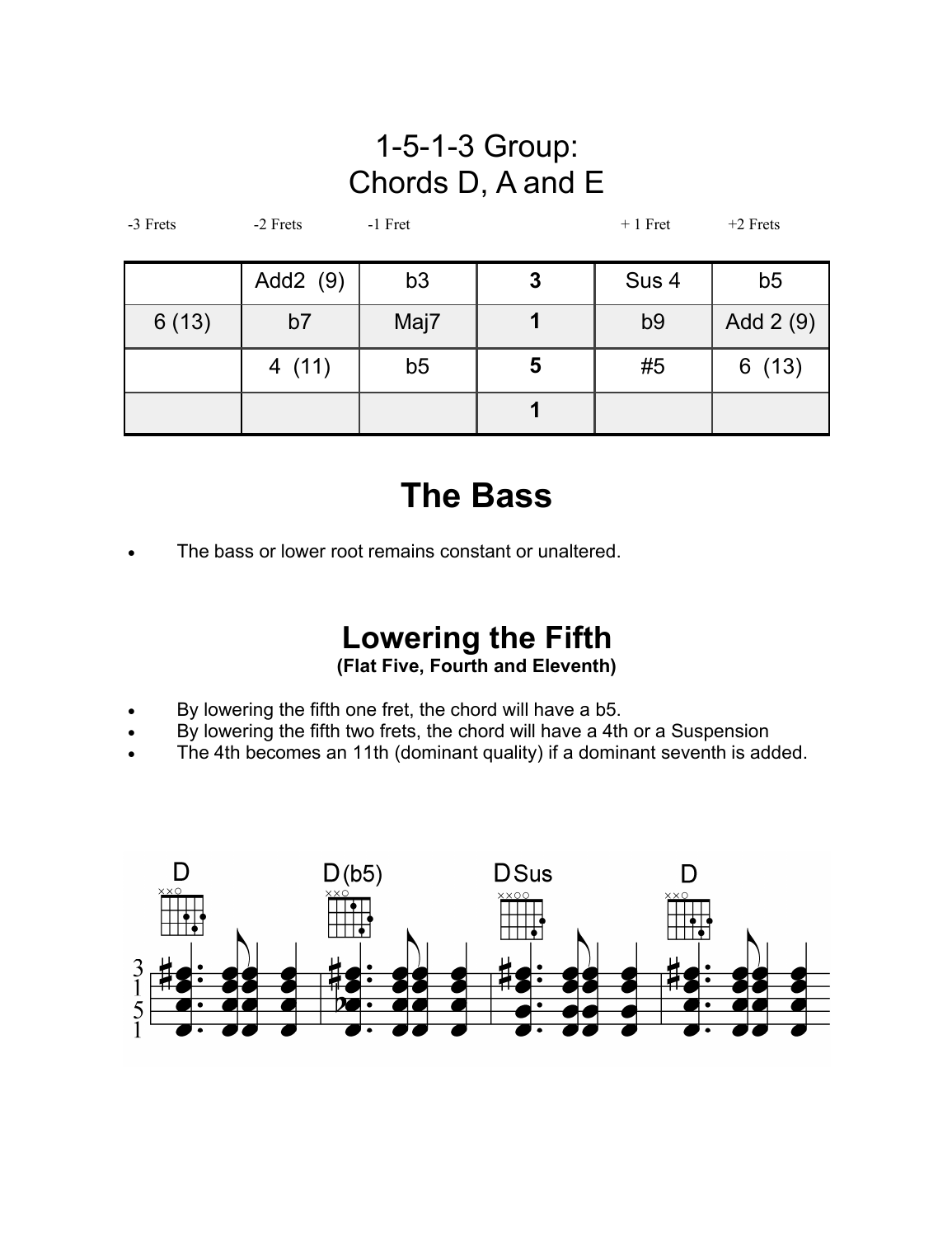# 1-5-1-3 Group:
# Chords D, A and E

| -3 Frets | -2 Frets | -1 Fret | | + 1 Fret | +2 Frets |
|---|---|---|---|---|---|
| | Add2 (9) | b3 | **3** | Sus 4 | b5 |
| 6 (13) | b7 | Maj7 | **1** | b9 | Add 2 (9) |
| | 4 (11) | b5 | **5** | #5 | 6 (13) |
| | | | **1** | | |

# The Bass

- The bass or lower root remains constant or unaltered.

# Lowering the Fifth

**(Flat Five, Fourth and Eleventh)**

- By lowering the fifth one fret, the chord will have a b5.
- By lowering the fifth two frets, the chord will have a 4th or a Suspension
- The 4th becomes an 11th (dominant quality) if a dominant seventh is added.

D D(b5) DSus D

3
1
5
1